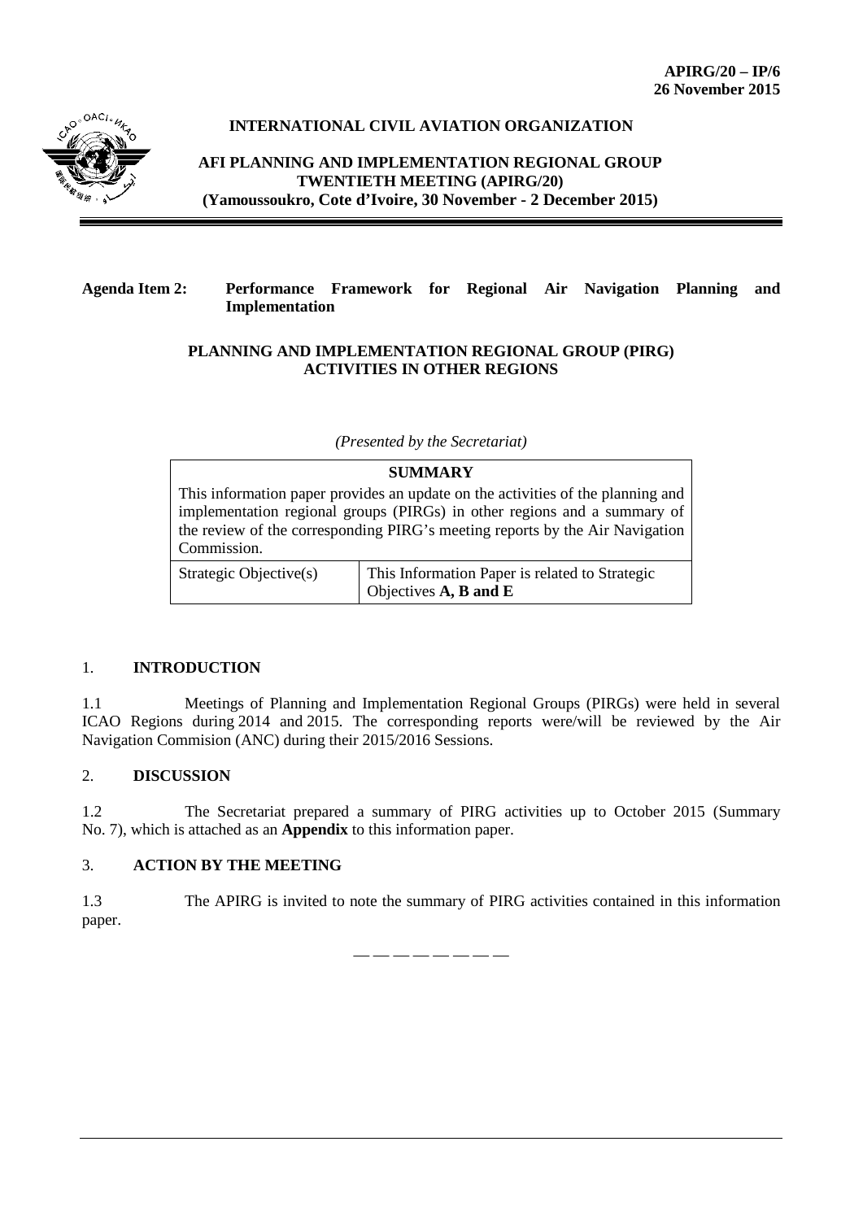**APIRG/20 – IP/6**
**26 November 2015**

**INTERNATIONAL CIVIL AVIATION ORGANIZATION**

**AFI PLANNING AND IMPLEMENTATION REGIONAL GROUP**
**TWENTIETH MEETING (APIRG/20)**
**(Yamoussoukro, Cote d'Ivoire, 30 November - 2 December 2015)**

---

**Agenda Item 2: Performance Framework for Regional Air Navigation Planning and Implementation**

**PLANNING AND IMPLEMENTATION REGIONAL GROUP (PIRG) ACTIVITIES IN OTHER REGIONS**

*(Presented by the Secretariat)*

| **SUMMARY** | |
|---|---|
| This information paper provides an update on the activities of the planning and implementation regional groups (PIRGs) in other regions and a summary of the review of the corresponding PIRG's meeting reports by the Air Navigation Commission. | |
| Strategic Objective(s) | This Information Paper is related to Strategic Objectives **A, B and E** |

## 1. INTRODUCTION

1.1 Meetings of Planning and Implementation Regional Groups (PIRGs) were held in several ICAO Regions during 2014 and 2015. The corresponding reports were/will be reviewed by the Air Navigation Commision (ANC) during their 2015/2016 Sessions.

## 2. DISCUSSION

1.2 The Secretariat prepared a summary of PIRG activities up to October 2015 (Summary No. 7), which is attached as an **Appendix** to this information paper.

## 3. ACTION BY THE MEETING

1.3 The APIRG is invited to note the summary of PIRG activities contained in this information paper.

— — — — — — — —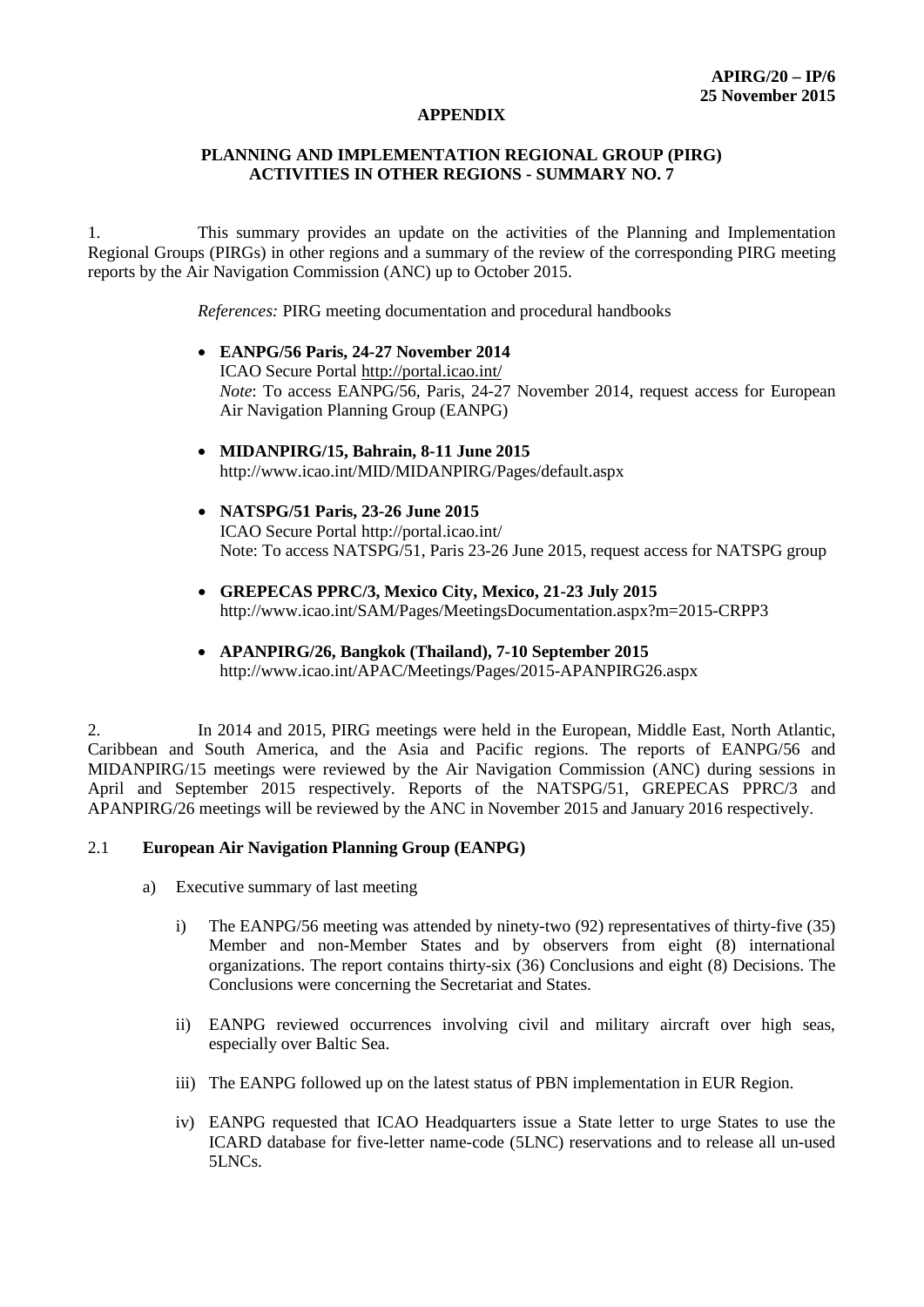APIRG/20 – IP/6
25 November 2015

**APPENDIX**

**PLANNING AND IMPLEMENTATION REGIONAL GROUP (PIRG) ACTIVITIES IN OTHER REGIONS - SUMMARY NO. 7**

1. This summary provides an update on the activities of the Planning and Implementation Regional Groups (PIRGs) in other regions and a summary of the review of the corresponding PIRG meeting reports by the Air Navigation Commission (ANC) up to October 2015.

*References:* PIRG meeting documentation and procedural handbooks

- **EANPG/56 Paris, 24-27 November 2014**
  ICAO Secure Portal http://portal.icao.int/
  *Note*: To access EANPG/56, Paris, 24-27 November 2014, request access for European Air Navigation Planning Group (EANPG)
- **MIDANPIRG/15, Bahrain, 8-11 June 2015**
  http://www.icao.int/MID/MIDANPIRG/Pages/default.aspx
- **NATSPG/51 Paris, 23-26 June 2015**
  ICAO Secure Portal http://portal.icao.int/
  Note: To access NATSPG/51, Paris 23-26 June 2015, request access for NATSPG group
- **GREPECAS PPRC/3, Mexico City, Mexico, 21-23 July 2015**
  http://www.icao.int/SAM/Pages/MeetingsDocumentation.aspx?m=2015-CRPP3
- **APANPIRG/26, Bangkok (Thailand), 7-10 September 2015**
  http://www.icao.int/APAC/Meetings/Pages/2015-APANPIRG26.aspx

2. In 2014 and 2015, PIRG meetings were held in the European, Middle East, North Atlantic, Caribbean and South America, and the Asia and Pacific regions. The reports of EANPG/56 and MIDANPIRG/15 meetings were reviewed by the Air Navigation Commission (ANC) during sessions in April and September 2015 respectively. Reports of the NATSPG/51, GREPECAS PPRC/3 and APANPIRG/26 meetings will be reviewed by the ANC in November 2015 and January 2016 respectively.

2.1 **European Air Navigation Planning Group (EANPG)**

a) Executive summary of last meeting

i) The EANPG/56 meeting was attended by ninety-two (92) representatives of thirty-five (35) Member and non-Member States and by observers from eight (8) international organizations. The report contains thirty-six (36) Conclusions and eight (8) Decisions. The Conclusions were concerning the Secretariat and States.

ii) EANPG reviewed occurrences involving civil and military aircraft over high seas, especially over Baltic Sea.

iii) The EANPG followed up on the latest status of PBN implementation in EUR Region.

iv) EANPG requested that ICAO Headquarters issue a State letter to urge States to use the ICARD database for five-letter name-code (5LNC) reservations and to release all un-used 5LNCs.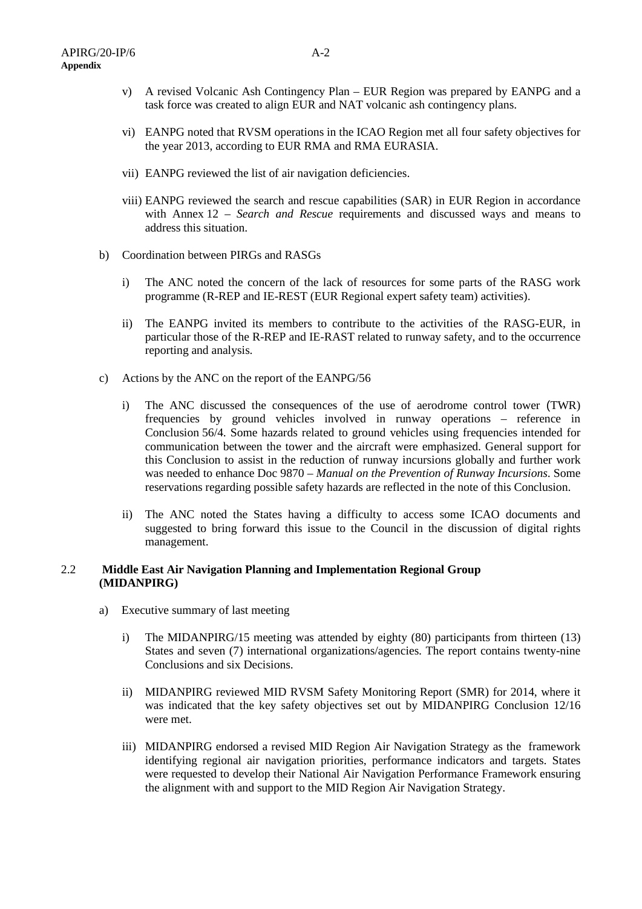v) A revised Volcanic Ash Contingency Plan – EUR Region was prepared by EANPG and a task force was created to align EUR and NAT volcanic ash contingency plans.

vi) EANPG noted that RVSM operations in the ICAO Region met all four safety objectives for the year 2013, according to EUR RMA and RMA EURASIA.

vii) EANPG reviewed the list of air navigation deficiencies.

viii) EANPG reviewed the search and rescue capabilities (SAR) in EUR Region in accordance with Annex 12 – *Search and Rescue* requirements and discussed ways and means to address this situation.

b) Coordination between PIRGs and RASGs

i) The ANC noted the concern of the lack of resources for some parts of the RASG work programme (R-REP and IE-REST (EUR Regional expert safety team) activities).

ii) The EANPG invited its members to contribute to the activities of the RASG-EUR, in particular those of the R-REP and IE-RAST related to runway safety, and to the occurrence reporting and analysis.

c) Actions by the ANC on the report of the EANPG/56

i) The ANC discussed the consequences of the use of aerodrome control tower (TWR) frequencies by ground vehicles involved in runway operations – reference in Conclusion 56/4. Some hazards related to ground vehicles using frequencies intended for communication between the tower and the aircraft were emphasized. General support for this Conclusion to assist in the reduction of runway incursions globally and further work was needed to enhance Doc 9870 – *Manual on the Prevention of Runway Incursions*. Some reservations regarding possible safety hazards are reflected in the note of this Conclusion.

ii) The ANC noted the States having a difficulty to access some ICAO documents and suggested to bring forward this issue to the Council in the discussion of digital rights management.

### 2.2 Middle East Air Navigation Planning and Implementation Regional Group (MIDANPIRG)

a) Executive summary of last meeting

i) The MIDANPIRG/15 meeting was attended by eighty (80) participants from thirteen (13) States and seven (7) international organizations/agencies. The report contains twenty-nine Conclusions and six Decisions.

ii) MIDANPIRG reviewed MID RVSM Safety Monitoring Report (SMR) for 2014, where it was indicated that the key safety objectives set out by MIDANPIRG Conclusion 12/16 were met.

iii) MIDANPIRG endorsed a revised MID Region Air Navigation Strategy as the framework identifying regional air navigation priorities, performance indicators and targets. States were requested to develop their National Air Navigation Performance Framework ensuring the alignment with and support to the MID Region Air Navigation Strategy.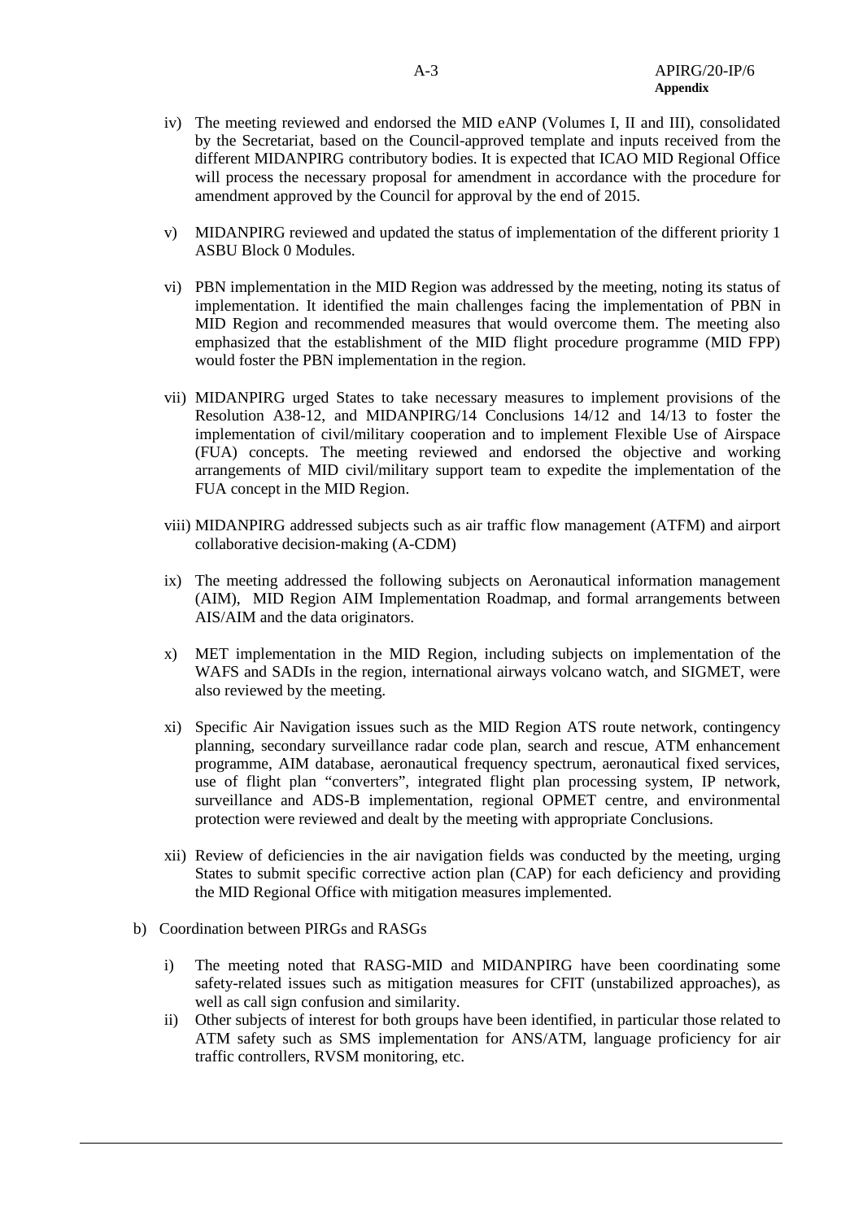iv) The meeting reviewed and endorsed the MID eANP (Volumes I, II and III), consolidated by the Secretariat, based on the Council-approved template and inputs received from the different MIDANPIRG contributory bodies. It is expected that ICAO MID Regional Office will process the necessary proposal for amendment in accordance with the procedure for amendment approved by the Council for approval by the end of 2015.

v) MIDANPIRG reviewed and updated the status of implementation of the different priority 1 ASBU Block 0 Modules.

vi) PBN implementation in the MID Region was addressed by the meeting, noting its status of implementation. It identified the main challenges facing the implementation of PBN in MID Region and recommended measures that would overcome them. The meeting also emphasized that the establishment of the MID flight procedure programme (MID FPP) would foster the PBN implementation in the region.

vii) MIDANPIRG urged States to take necessary measures to implement provisions of the Resolution A38-12, and MIDANPIRG/14 Conclusions 14/12 and 14/13 to foster the implementation of civil/military cooperation and to implement Flexible Use of Airspace (FUA) concepts. The meeting reviewed and endorsed the objective and working arrangements of MID civil/military support team to expedite the implementation of the FUA concept in the MID Region.

viii) MIDANPIRG addressed subjects such as air traffic flow management (ATFM) and airport collaborative decision-making (A-CDM)

ix) The meeting addressed the following subjects on Aeronautical information management (AIM), MID Region AIM Implementation Roadmap, and formal arrangements between AIS/AIM and the data originators.

x) MET implementation in the MID Region, including subjects on implementation of the WAFS and SADIs in the region, international airways volcano watch, and SIGMET, were also reviewed by the meeting.

xi) Specific Air Navigation issues such as the MID Region ATS route network, contingency planning, secondary surveillance radar code plan, search and rescue, ATM enhancement programme, AIM database, aeronautical frequency spectrum, aeronautical fixed services, use of flight plan "converters", integrated flight plan processing system, IP network, surveillance and ADS-B implementation, regional OPMET centre, and environmental protection were reviewed and dealt by the meeting with appropriate Conclusions.

xii) Review of deficiencies in the air navigation fields was conducted by the meeting, urging States to submit specific corrective action plan (CAP) for each deficiency and providing the MID Regional Office with mitigation measures implemented.

b) Coordination between PIRGs and RASGs

i) The meeting noted that RASG-MID and MIDANPIRG have been coordinating some safety-related issues such as mitigation measures for CFIT (unstabilized approaches), as well as call sign confusion and similarity.

ii) Other subjects of interest for both groups have been identified, in particular those related to ATM safety such as SMS implementation for ANS/ATM, language proficiency for air traffic controllers, RVSM monitoring, etc.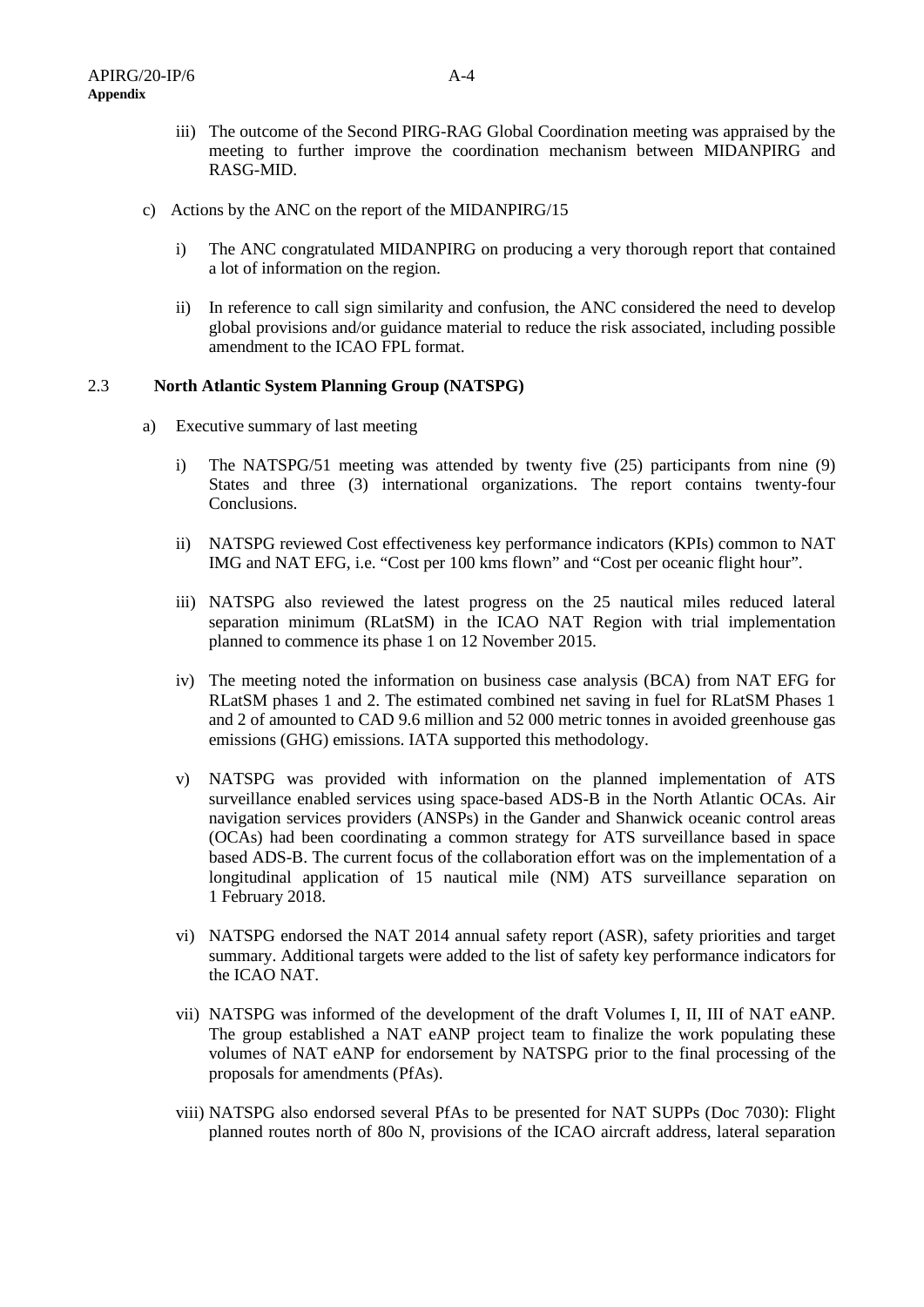iii) The outcome of the Second PIRG-RAG Global Coordination meeting was appraised by the meeting to further improve the coordination mechanism between MIDANPIRG and RASG-MID.

c) Actions by the ANC on the report of the MIDANPIRG/15

i) The ANC congratulated MIDANPIRG on producing a very thorough report that contained a lot of information on the region.

ii) In reference to call sign similarity and confusion, the ANC considered the need to develop global provisions and/or guidance material to reduce the risk associated, including possible amendment to the ICAO FPL format.

## 2.3 North Atlantic System Planning Group (NATSPG)

a) Executive summary of last meeting

i) The NATSPG/51 meeting was attended by twenty five (25) participants from nine (9) States and three (3) international organizations. The report contains twenty-four Conclusions.

ii) NATSPG reviewed Cost effectiveness key performance indicators (KPIs) common to NAT IMG and NAT EFG, i.e. “Cost per 100 kms flown” and “Cost per oceanic flight hour”.

iii) NATSPG also reviewed the latest progress on the 25 nautical miles reduced lateral separation minimum (RLatSM) in the ICAO NAT Region with trial implementation planned to commence its phase 1 on 12 November 2015.

iv) The meeting noted the information on business case analysis (BCA) from NAT EFG for RLatSM phases 1 and 2. The estimated combined net saving in fuel for RLatSM Phases 1 and 2 of amounted to CAD 9.6 million and 52 000 metric tonnes in avoided greenhouse gas emissions (GHG) emissions. IATA supported this methodology.

v) NATSPG was provided with information on the planned implementation of ATS surveillance enabled services using space-based ADS-B in the North Atlantic OCAs. Air navigation services providers (ANSPs) in the Gander and Shanwick oceanic control areas (OCAs) had been coordinating a common strategy for ATS surveillance based in space based ADS-B. The current focus of the collaboration effort was on the implementation of a longitudinal application of 15 nautical mile (NM) ATS surveillance separation on 1 February 2018.

vi) NATSPG endorsed the NAT 2014 annual safety report (ASR), safety priorities and target summary. Additional targets were added to the list of safety key performance indicators for the ICAO NAT.

vii) NATSPG was informed of the development of the draft Volumes I, II, III of NAT eANP. The group established a NAT eANP project team to finalize the work populating these volumes of NAT eANP for endorsement by NATSPG prior to the final processing of the proposals for amendments (PfAs).

viii) NATSPG also endorsed several PfAs to be presented for NAT SUPPs (Doc 7030): Flight planned routes north of 80o N, provisions of the ICAO aircraft address, lateral separation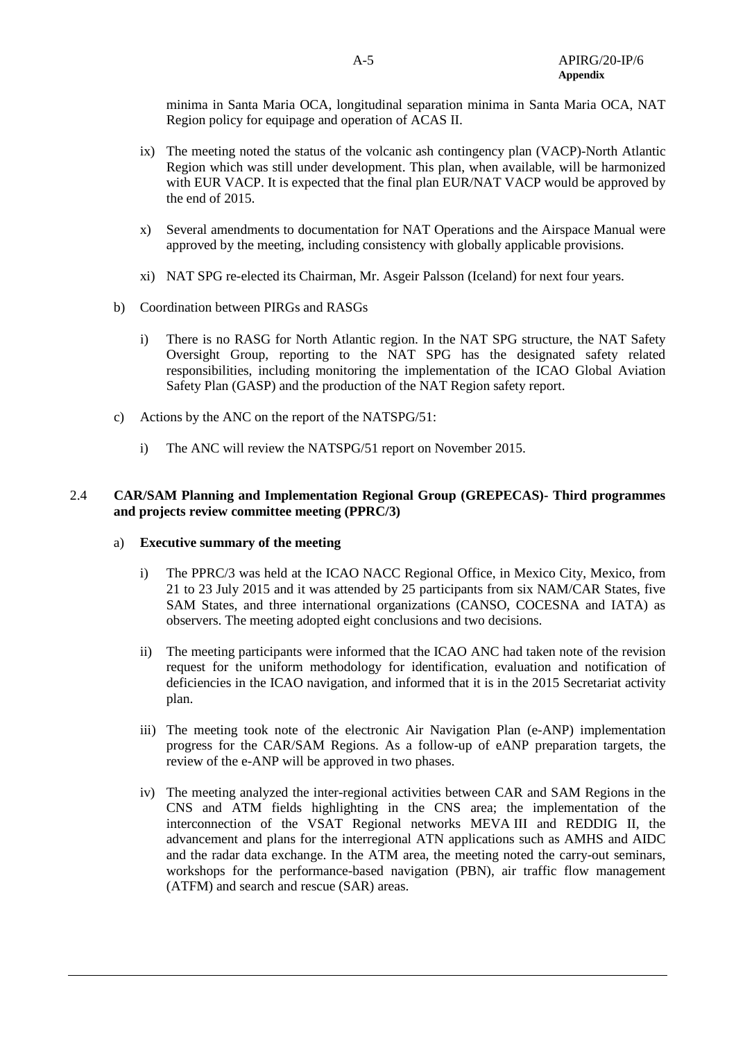minima in Santa Maria OCA, longitudinal separation minima in Santa Maria OCA, NAT Region policy for equipage and operation of ACAS II.

ix) The meeting noted the status of the volcanic ash contingency plan (VACP)-North Atlantic Region which was still under development. This plan, when available, will be harmonized with EUR VACP. It is expected that the final plan EUR/NAT VACP would be approved by the end of 2015.

x) Several amendments to documentation for NAT Operations and the Airspace Manual were approved by the meeting, including consistency with globally applicable provisions.

xi) NAT SPG re-elected its Chairman, Mr. Asgeir Palsson (Iceland) for next four years.

b) Coordination between PIRGs and RASGs

i) There is no RASG for North Atlantic region. In the NAT SPG structure, the NAT Safety Oversight Group, reporting to the NAT SPG has the designated safety related responsibilities, including monitoring the implementation of the ICAO Global Aviation Safety Plan (GASP) and the production of the NAT Region safety report.

c) Actions by the ANC on the report of the NATSPG/51:

i) The ANC will review the NATSPG/51 report on November 2015.

### 2.4 CAR/SAM Planning and Implementation Regional Group (GREPECAS)- Third programmes and projects review committee meeting (PPRC/3)

a) **Executive summary of the meeting**

i) The PPRC/3 was held at the ICAO NACC Regional Office, in Mexico City, Mexico, from 21 to 23 July 2015 and it was attended by 25 participants from six NAM/CAR States, five SAM States, and three international organizations (CANSO, COCESNA and IATA) as observers. The meeting adopted eight conclusions and two decisions.

ii) The meeting participants were informed that the ICAO ANC had taken note of the revision request for the uniform methodology for identification, evaluation and notification of deficiencies in the ICAO navigation, and informed that it is in the 2015 Secretariat activity plan.

iii) The meeting took note of the electronic Air Navigation Plan (e-ANP) implementation progress for the CAR/SAM Regions. As a follow-up of eANP preparation targets, the review of the e-ANP will be approved in two phases.

iv) The meeting analyzed the inter-regional activities between CAR and SAM Regions in the CNS and ATM fields highlighting in the CNS area; the implementation of the interconnection of the VSAT Regional networks MEVA III and REDDIG II, the advancement and plans for the interregional ATN applications such as AMHS and AIDC and the radar data exchange. In the ATM area, the meeting noted the carry-out seminars, workshops for the performance-based navigation (PBN), air traffic flow management (ATFM) and search and rescue (SAR) areas.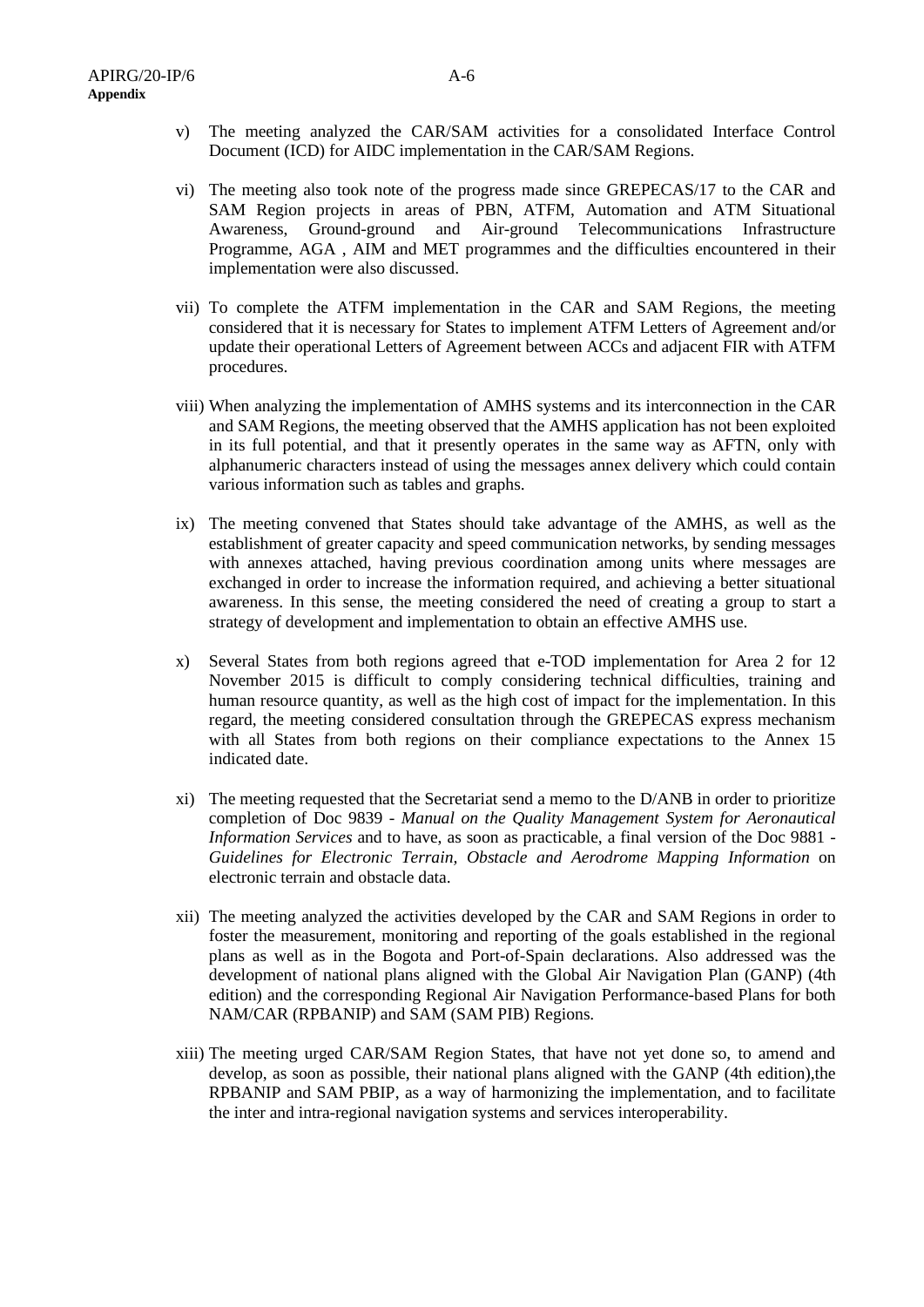v) The meeting analyzed the CAR/SAM activities for a consolidated Interface Control Document (ICD) for AIDC implementation in the CAR/SAM Regions.

vi) The meeting also took note of the progress made since GREPECAS/17 to the CAR and SAM Region projects in areas of PBN, ATFM, Automation and ATM Situational Awareness, Ground-ground and Air-ground Telecommunications Infrastructure Programme, AGA , AIM and MET programmes and the difficulties encountered in their implementation were also discussed.

vii) To complete the ATFM implementation in the CAR and SAM Regions, the meeting considered that it is necessary for States to implement ATFM Letters of Agreement and/or update their operational Letters of Agreement between ACCs and adjacent FIR with ATFM procedures.

viii) When analyzing the implementation of AMHS systems and its interconnection in the CAR and SAM Regions, the meeting observed that the AMHS application has not been exploited in its full potential, and that it presently operates in the same way as AFTN, only with alphanumeric characters instead of using the messages annex delivery which could contain various information such as tables and graphs.

ix) The meeting convened that States should take advantage of the AMHS, as well as the establishment of greater capacity and speed communication networks, by sending messages with annexes attached, having previous coordination among units where messages are exchanged in order to increase the information required, and achieving a better situational awareness. In this sense, the meeting considered the need of creating a group to start a strategy of development and implementation to obtain an effective AMHS use.

x) Several States from both regions agreed that e-TOD implementation for Area 2 for 12 November 2015 is difficult to comply considering technical difficulties, training and human resource quantity, as well as the high cost of impact for the implementation. In this regard, the meeting considered consultation through the GREPECAS express mechanism with all States from both regions on their compliance expectations to the Annex 15 indicated date.

xi) The meeting requested that the Secretariat send a memo to the D/ANB in order to prioritize completion of Doc 9839 - *Manual on the Quality Management System for Aeronautical Information Services* and to have, as soon as practicable, a final version of the Doc 9881 - *Guidelines for Electronic Terrain, Obstacle and Aerodrome Mapping Information* on electronic terrain and obstacle data.

xii) The meeting analyzed the activities developed by the CAR and SAM Regions in order to foster the measurement, monitoring and reporting of the goals established in the regional plans as well as in the Bogota and Port-of-Spain declarations. Also addressed was the development of national plans aligned with the Global Air Navigation Plan (GANP) (4th edition) and the corresponding Regional Air Navigation Performance-based Plans for both NAM/CAR (RPBANIP) and SAM (SAM PIB) Regions.

xiii) The meeting urged CAR/SAM Region States, that have not yet done so, to amend and develop, as soon as possible, their national plans aligned with the GANP (4th edition),the RPBANIP and SAM PBIP, as a way of harmonizing the implementation, and to facilitate the inter and intra-regional navigation systems and services interoperability.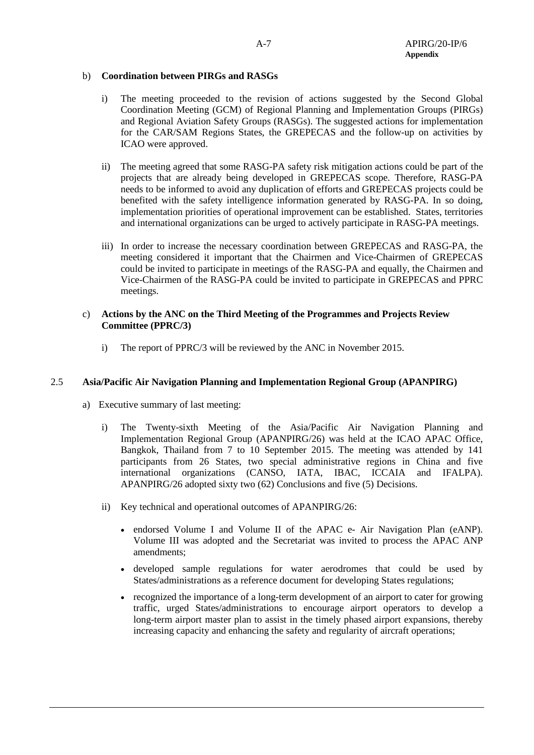b) **Coordination between PIRGs and RASGs**

   i) The meeting proceeded to the revision of actions suggested by the Second Global Coordination Meeting (GCM) of Regional Planning and Implementation Groups (PIRGs) and Regional Aviation Safety Groups (RASGs). The suggested actions for implementation for the CAR/SAM Regions States, the GREPECAS and the follow-up on activities by ICAO were approved.

   ii) The meeting agreed that some RASG-PA safety risk mitigation actions could be part of the projects that are already being developed in GREPECAS scope. Therefore, RASG-PA needs to be informed to avoid any duplication of efforts and GREPECAS projects could be benefited with the safety intelligence information generated by RASG-PA. In so doing, implementation priorities of operational improvement can be established. States, territories and international organizations can be urged to actively participate in RASG-PA meetings.

   iii) In order to increase the necessary coordination between GREPECAS and RASG-PA, the meeting considered it important that the Chairmen and Vice-Chairmen of GREPECAS could be invited to participate in meetings of the RASG-PA and equally, the Chairmen and Vice-Chairmen of the RASG-PA could be invited to participate in GREPECAS and PPRC meetings.

c) **Actions by the ANC on the Third Meeting of the Programmes and Projects Review Committee (PPRC/3)**

   i) The report of PPRC/3 will be reviewed by the ANC in November 2015.

2.5 **Asia/Pacific Air Navigation Planning and Implementation Regional Group (APANPIRG)**

a) Executive summary of last meeting:

   i) The Twenty-sixth Meeting of the Asia/Pacific Air Navigation Planning and Implementation Regional Group (APANPIRG/26) was held at the ICAO APAC Office, Bangkok, Thailand from 7 to 10 September 2015. The meeting was attended by 141 participants from 26 States, two special administrative regions in China and five international organizations (CANSO, IATA, IBAC, ICCAIA and IFALPA). APANPIRG/26 adopted sixty two (62) Conclusions and five (5) Decisions.

   ii) Key technical and operational outcomes of APANPIRG/26:

      - endorsed Volume I and Volume II of the APAC e- Air Navigation Plan (eANP). Volume III was adopted and the Secretariat was invited to process the APAC ANP amendments;
      - developed sample regulations for water aerodromes that could be used by States/administrations as a reference document for developing States regulations;
      - recognized the importance of a long-term development of an airport to cater for growing traffic, urged States/administrations to encourage airport operators to develop a long-term airport master plan to assist in the timely phased airport expansions, thereby increasing capacity and enhancing the safety and regularity of aircraft operations;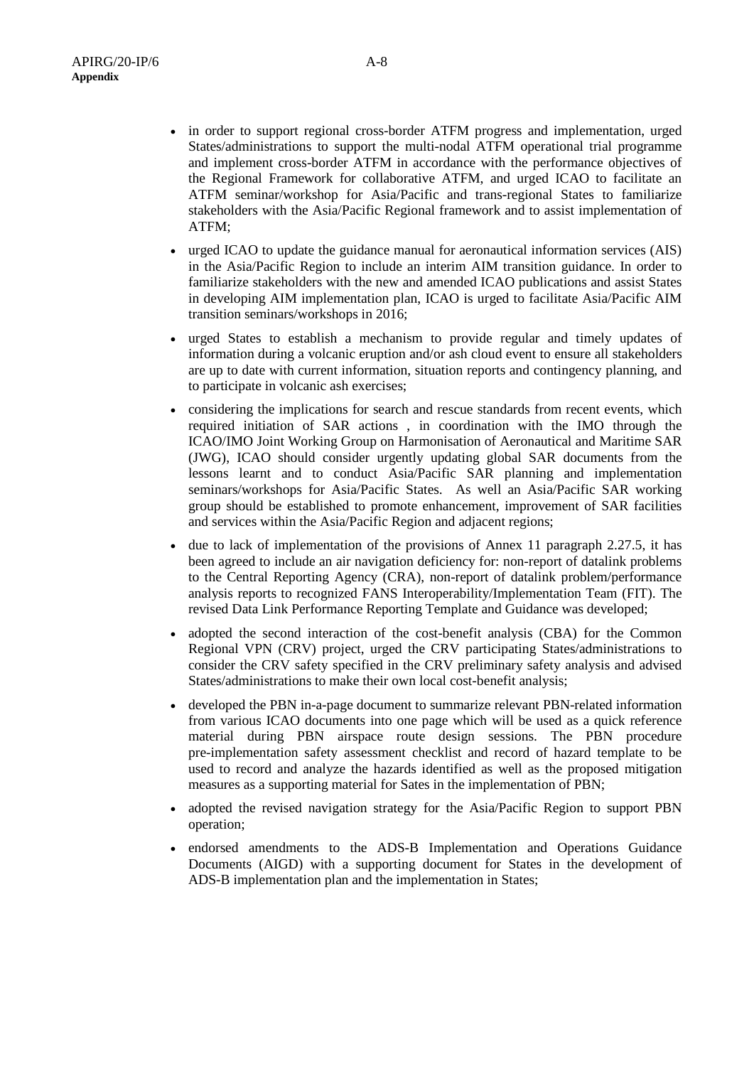- in order to support regional cross-border ATFM progress and implementation, urged States/administrations to support the multi-nodal ATFM operational trial programme and implement cross-border ATFM in accordance with the performance objectives of the Regional Framework for collaborative ATFM, and urged ICAO to facilitate an ATFM seminar/workshop for Asia/Pacific and trans-regional States to familiarize stakeholders with the Asia/Pacific Regional framework and to assist implementation of ATFM;

- urged ICAO to update the guidance manual for aeronautical information services (AIS) in the Asia/Pacific Region to include an interim AIM transition guidance. In order to familiarize stakeholders with the new and amended ICAO publications and assist States in developing AIM implementation plan, ICAO is urged to facilitate Asia/Pacific AIM transition seminars/workshops in 2016;

- urged States to establish a mechanism to provide regular and timely updates of information during a volcanic eruption and/or ash cloud event to ensure all stakeholders are up to date with current information, situation reports and contingency planning, and to participate in volcanic ash exercises;

- considering the implications for search and rescue standards from recent events, which required initiation of SAR actions , in coordination with the IMO through the ICAO/IMO Joint Working Group on Harmonisation of Aeronautical and Maritime SAR (JWG), ICAO should consider urgently updating global SAR documents from the lessons learnt and to conduct Asia/Pacific SAR planning and implementation seminars/workshops for Asia/Pacific States. As well an Asia/Pacific SAR working group should be established to promote enhancement, improvement of SAR facilities and services within the Asia/Pacific Region and adjacent regions;

- due to lack of implementation of the provisions of Annex 11 paragraph 2.27.5, it has been agreed to include an air navigation deficiency for: non-report of datalink problems to the Central Reporting Agency (CRA), non-report of datalink problem/performance analysis reports to recognized FANS Interoperability/Implementation Team (FIT). The revised Data Link Performance Reporting Template and Guidance was developed;

- adopted the second interaction of the cost-benefit analysis (CBA) for the Common Regional VPN (CRV) project, urged the CRV participating States/administrations to consider the CRV safety specified in the CRV preliminary safety analysis and advised States/administrations to make their own local cost-benefit analysis;

- developed the PBN in-a-page document to summarize relevant PBN-related information from various ICAO documents into one page which will be used as a quick reference material during PBN airspace route design sessions. The PBN procedure pre-implementation safety assessment checklist and record of hazard template to be used to record and analyze the hazards identified as well as the proposed mitigation measures as a supporting material for Sates in the implementation of PBN;

- adopted the revised navigation strategy for the Asia/Pacific Region to support PBN operation;

- endorsed amendments to the ADS-B Implementation and Operations Guidance Documents (AIGD) with a supporting document for States in the development of ADS-B implementation plan and the implementation in States;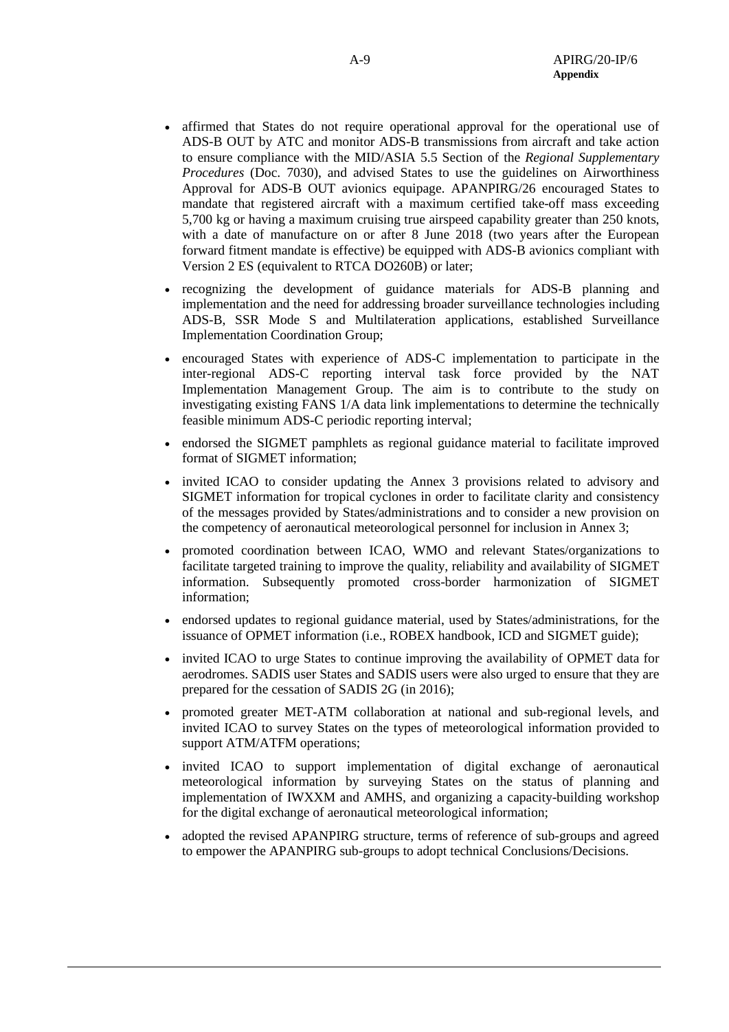- affirmed that States do not require operational approval for the operational use of ADS-B OUT by ATC and monitor ADS-B transmissions from aircraft and take action to ensure compliance with the MID/ASIA 5.5 Section of the *Regional Supplementary Procedures* (Doc. 7030), and advised States to use the guidelines on Airworthiness Approval for ADS-B OUT avionics equipage. APANPIRG/26 encouraged States to mandate that registered aircraft with a maximum certified take-off mass exceeding 5,700 kg or having a maximum cruising true airspeed capability greater than 250 knots, with a date of manufacture on or after 8 June 2018 (two years after the European forward fitment mandate is effective) be equipped with ADS-B avionics compliant with Version 2 ES (equivalent to RTCA DO260B) or later;

- recognizing the development of guidance materials for ADS-B planning and implementation and the need for addressing broader surveillance technologies including ADS-B, SSR Mode S and Multilateration applications, established Surveillance Implementation Coordination Group;

- encouraged States with experience of ADS-C implementation to participate in the inter-regional ADS-C reporting interval task force provided by the NAT Implementation Management Group. The aim is to contribute to the study on investigating existing FANS 1/A data link implementations to determine the technically feasible minimum ADS-C periodic reporting interval;

- endorsed the SIGMET pamphlets as regional guidance material to facilitate improved format of SIGMET information;

- invited ICAO to consider updating the Annex 3 provisions related to advisory and SIGMET information for tropical cyclones in order to facilitate clarity and consistency of the messages provided by States/administrations and to consider a new provision on the competency of aeronautical meteorological personnel for inclusion in Annex 3;

- promoted coordination between ICAO, WMO and relevant States/organizations to facilitate targeted training to improve the quality, reliability and availability of SIGMET information. Subsequently promoted cross-border harmonization of SIGMET information;

- endorsed updates to regional guidance material, used by States/administrations, for the issuance of OPMET information (i.e., ROBEX handbook, ICD and SIGMET guide);

- invited ICAO to urge States to continue improving the availability of OPMET data for aerodromes. SADIS user States and SADIS users were also urged to ensure that they are prepared for the cessation of SADIS 2G (in 2016);

- promoted greater MET-ATM collaboration at national and sub-regional levels, and invited ICAO to survey States on the types of meteorological information provided to support ATM/ATFM operations;

- invited ICAO to support implementation of digital exchange of aeronautical meteorological information by surveying States on the status of planning and implementation of IWXXM and AMHS, and organizing a capacity-building workshop for the digital exchange of aeronautical meteorological information;

- adopted the revised APANPIRG structure, terms of reference of sub-groups and agreed to empower the APANPIRG sub-groups to adopt technical Conclusions/Decisions.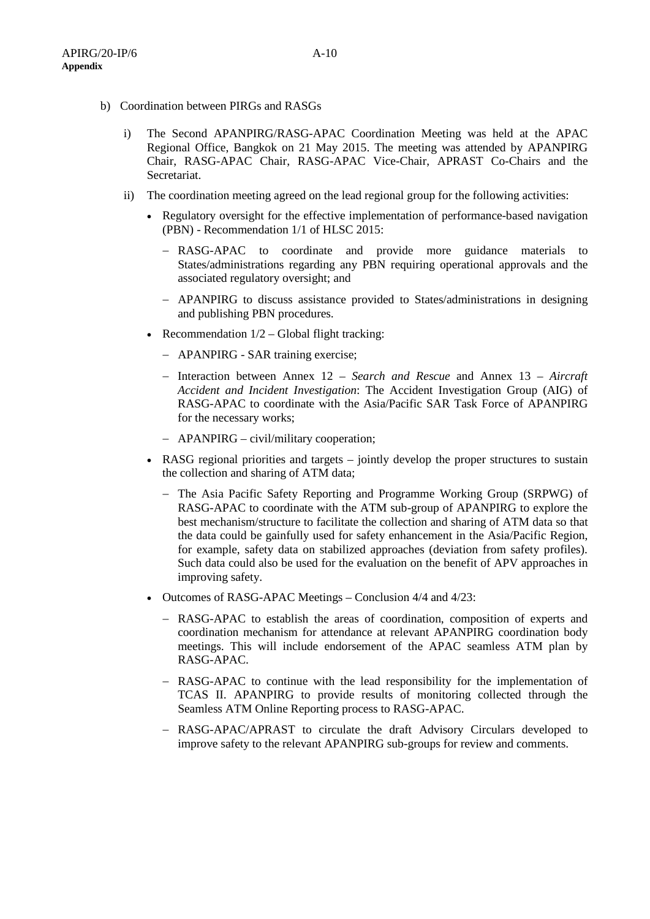b) Coordination between PIRGs and RASGs

   i) The Second APANPIRG/RASG-APAC Coordination Meeting was held at the APAC Regional Office, Bangkok on 21 May 2015. The meeting was attended by APANPIRG Chair, RASG-APAC Chair, RASG-APAC Vice-Chair, APRAST Co-Chairs and the Secretariat.

   ii) The coordination meeting agreed on the lead regional group for the following activities:

   - Regulatory oversight for the effective implementation of performance-based navigation (PBN) - Recommendation 1/1 of HLSC 2015:
     - RASG-APAC to coordinate and provide more guidance materials to States/administrations regarding any PBN requiring operational approvals and the associated regulatory oversight; and
     - APANPIRG to discuss assistance provided to States/administrations in designing and publishing PBN procedures.
   - Recommendation 1/2 – Global flight tracking:
     - APANPIRG - SAR training exercise;
     - Interaction between Annex 12 – *Search and Rescue* and Annex 13 – *Aircraft Accident and Incident Investigation*: The Accident Investigation Group (AIG) of RASG-APAC to coordinate with the Asia/Pacific SAR Task Force of APANPIRG for the necessary works;
     - APANPIRG – civil/military cooperation;
   - RASG regional priorities and targets – jointly develop the proper structures to sustain the collection and sharing of ATM data;
     - The Asia Pacific Safety Reporting and Programme Working Group (SRPWG) of RASG-APAC to coordinate with the ATM sub-group of APANPIRG to explore the best mechanism/structure to facilitate the collection and sharing of ATM data so that the data could be gainfully used for safety enhancement in the Asia/Pacific Region, for example, safety data on stabilized approaches (deviation from safety profiles). Such data could also be used for the evaluation on the benefit of APV approaches in improving safety.
   - Outcomes of RASG-APAC Meetings – Conclusion 4/4 and 4/23:
     - RASG-APAC to establish the areas of coordination, composition of experts and coordination mechanism for attendance at relevant APANPIRG coordination body meetings. This will include endorsement of the APAC seamless ATM plan by RASG-APAC.
     - RASG-APAC to continue with the lead responsibility for the implementation of TCAS II. APANPIRG to provide results of monitoring collected through the Seamless ATM Online Reporting process to RASG-APAC.
     - RASG-APAC/APRAST to circulate the draft Advisory Circulars developed to improve safety to the relevant APANPIRG sub-groups for review and comments.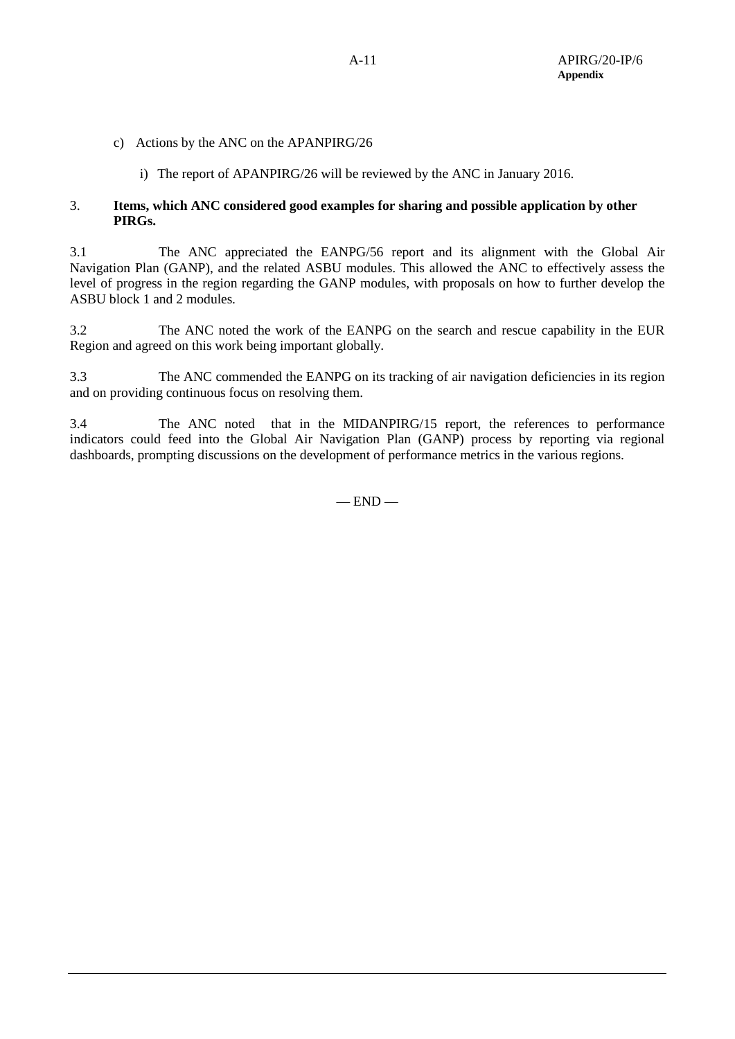c) Actions by the ANC on the APANPIRG/26

   i) The report of APANPIRG/26 will be reviewed by the ANC in January 2016.

3. **Items, which ANC considered good examples for sharing and possible application by other PIRGs.**

3.1 The ANC appreciated the EANPG/56 report and its alignment with the Global Air Navigation Plan (GANP), and the related ASBU modules. This allowed the ANC to effectively assess the level of progress in the region regarding the GANP modules, with proposals on how to further develop the ASBU block 1 and 2 modules.

3.2 The ANC noted the work of the EANPG on the search and rescue capability in the EUR Region and agreed on this work being important globally.

3.3 The ANC commended the EANPG on its tracking of air navigation deficiencies in its region and on providing continuous focus on resolving them.

3.4 The ANC noted that in the MIDANPIRG/15 report, the references to performance indicators could feed into the Global Air Navigation Plan (GANP) process by reporting via regional dashboards, prompting discussions on the development of performance metrics in the various regions.

— END —